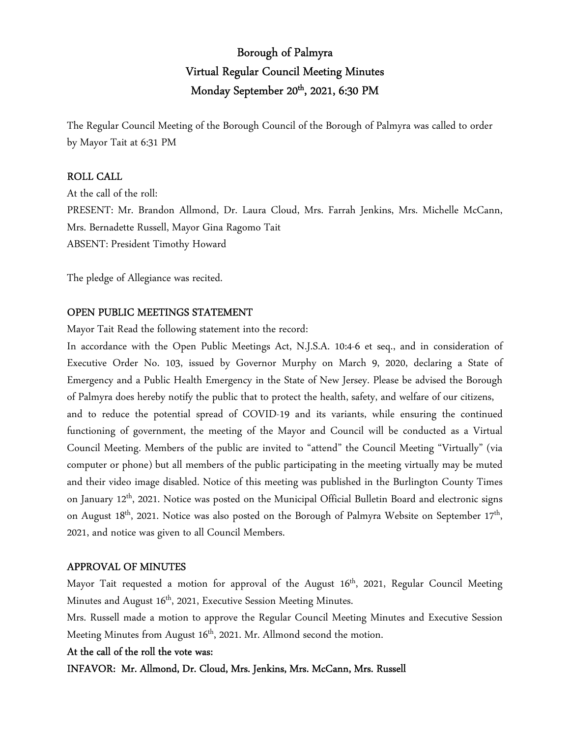# Borough of Palmyra
## Virtual Regular Council Meeting Minutes
## Monday September 20th, 2021, 6:30 PM

The Regular Council Meeting of the Borough Council of the Borough of Palmyra was called to order by Mayor Tait at 6:31 PM

### ROLL CALL

At the call of the roll:

PRESENT: Mr. Brandon Allmond, Dr. Laura Cloud, Mrs. Farrah Jenkins, Mrs. Michelle McCann, Mrs. Bernadette Russell, Mayor Gina Ragomo Tait

ABSENT: President Timothy Howard

The pledge of Allegiance was recited.

### OPEN PUBLIC MEETINGS STATEMENT

Mayor Tait Read the following statement into the record:

In accordance with the Open Public Meetings Act, N.J.S.A. 10:4-6 et seq., and in consideration of Executive Order No. 103, issued by Governor Murphy on March 9, 2020, declaring a State of Emergency and a Public Health Emergency in the State of New Jersey. Please be advised the Borough of Palmyra does hereby notify the public that to protect the health, safety, and welfare of our citizens, and to reduce the potential spread of COVID-19 and its variants, while ensuring the continued functioning of government, the meeting of the Mayor and Council will be conducted as a Virtual Council Meeting. Members of the public are invited to "attend" the Council Meeting "Virtually" (via computer or phone) but all members of the public participating in the meeting virtually may be muted and their video image disabled. Notice of this meeting was published in the Burlington County Times on January 12th, 2021. Notice was posted on the Municipal Official Bulletin Board and electronic signs on August 18th, 2021. Notice was also posted on the Borough of Palmyra Website on September 17th, 2021, and notice was given to all Council Members.

### APPROVAL OF MINUTES

Mayor Tait requested a motion for approval of the August 16th, 2021, Regular Council Meeting Minutes and August 16th, 2021, Executive Session Meeting Minutes.

Mrs. Russell made a motion to approve the Regular Council Meeting Minutes and Executive Session Meeting Minutes from August 16th, 2021. Mr. Allmond second the motion.

**At the call of the roll the vote was:**

**INFAVOR: Mr. Allmond, Dr. Cloud, Mrs. Jenkins, Mrs. McCann, Mrs. Russell**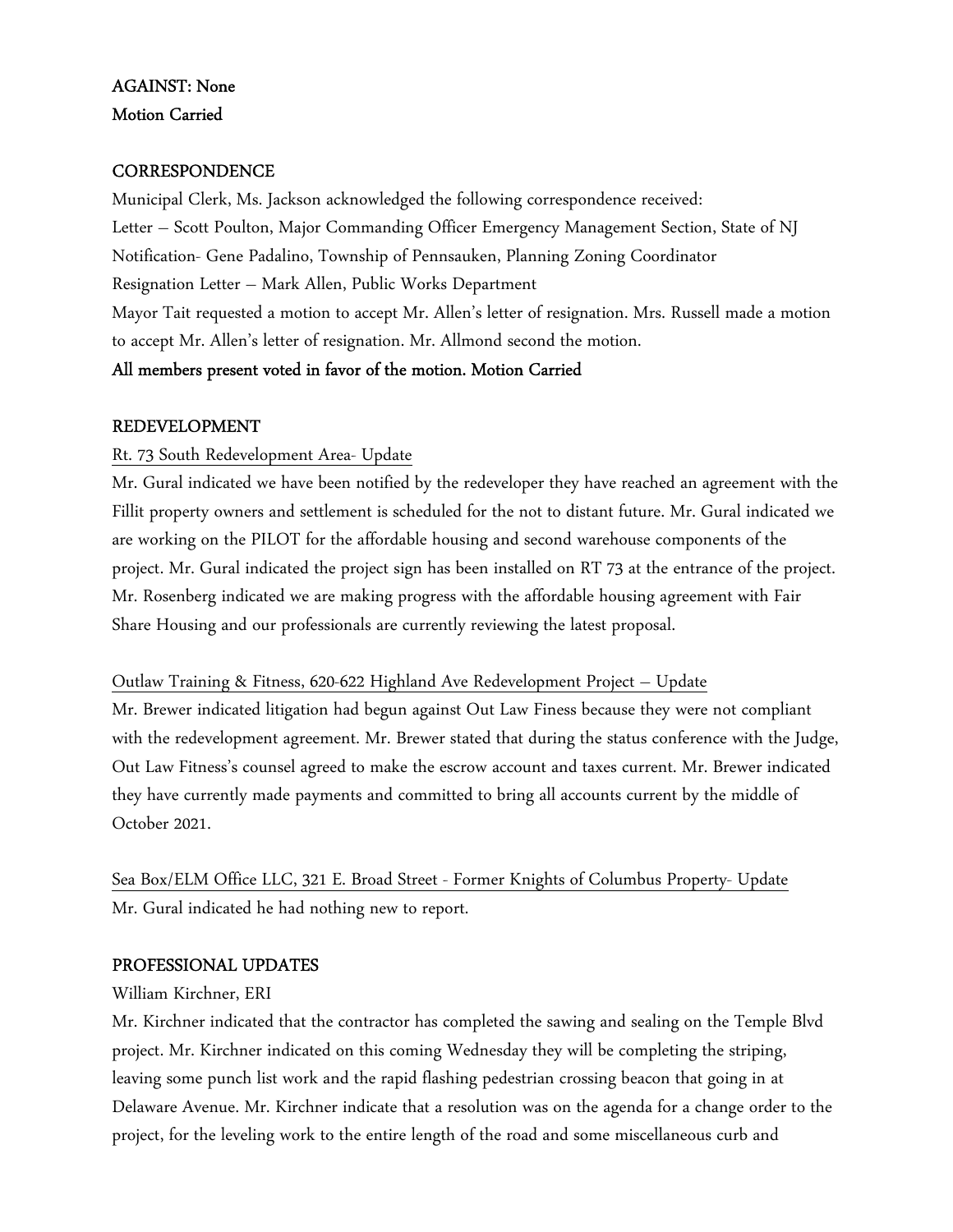**AGAINST: None**
**Motion Carried**

**CORRESPONDENCE**

Municipal Clerk, Ms. Jackson acknowledged the following correspondence received:
Letter – Scott Poulton, Major Commanding Officer Emergency Management Section, State of NJ
Notification- Gene Padalino, Township of Pennsauken, Planning Zoning Coordinator
Resignation Letter – Mark Allen, Public Works Department
Mayor Tait requested a motion to accept Mr. Allen's letter of resignation. Mrs. Russell made a motion to accept Mr. Allen's letter of resignation. Mr. Allmond second the motion.
**All members present voted in favor of the motion. Motion Carried**

**REDEVELOPMENT**

Rt. 73 South Redevelopment Area- Update

Mr. Gural indicated we have been notified by the redeveloper they have reached an agreement with the Fillit property owners and settlement is scheduled for the not to distant future. Mr. Gural indicated we are working on the PILOT for the affordable housing and second warehouse components of the project. Mr. Gural indicated the project sign has been installed on RT 73 at the entrance of the project. Mr. Rosenberg indicated we are making progress with the affordable housing agreement with Fair Share Housing and our professionals are currently reviewing the latest proposal.

Outlaw Training & Fitness, 620-622 Highland Ave Redevelopment Project – Update

Mr. Brewer indicated litigation had begun against Out Law Finess because they were not compliant with the redevelopment agreement. Mr. Brewer stated that during the status conference with the Judge, Out Law Fitness's counsel agreed to make the escrow account and taxes current. Mr. Brewer indicated they have currently made payments and committed to bring all accounts current by the middle of October 2021.

Sea Box/ELM Office LLC, 321 E. Broad Street - Former Knights of Columbus Property- Update

Mr. Gural indicated he had nothing new to report.

**PROFESSIONAL UPDATES**

William Kirchner, ERI

Mr. Kirchner indicated that the contractor has completed the sawing and sealing on the Temple Blvd project. Mr. Kirchner indicated on this coming Wednesday they will be completing the striping, leaving some punch list work and the rapid flashing pedestrian crossing beacon that going in at Delaware Avenue. Mr. Kirchner indicate that a resolution was on the agenda for a change order to the project, for the leveling work to the entire length of the road and some miscellaneous curb and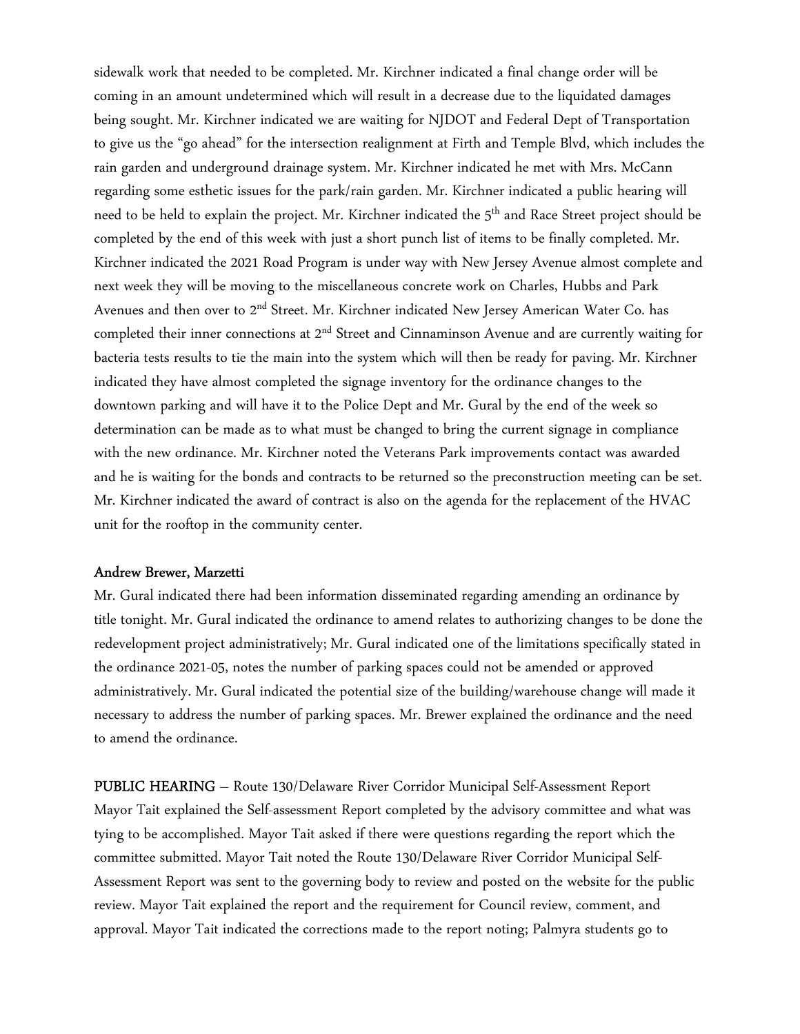sidewalk work that needed to be completed. Mr. Kirchner indicated a final change order will be coming in an amount undetermined which will result in a decrease due to the liquidated damages being sought. Mr. Kirchner indicated we are waiting for NJDOT and Federal Dept of Transportation to give us the "go ahead" for the intersection realignment at Firth and Temple Blvd, which includes the rain garden and underground drainage system. Mr. Kirchner indicated he met with Mrs. McCann regarding some esthetic issues for the park/rain garden. Mr. Kirchner indicated a public hearing will need to be held to explain the project. Mr. Kirchner indicated the 5th and Race Street project should be completed by the end of this week with just a short punch list of items to be finally completed. Mr. Kirchner indicated the 2021 Road Program is under way with New Jersey Avenue almost complete and next week they will be moving to the miscellaneous concrete work on Charles, Hubbs and Park Avenues and then over to 2nd Street. Mr. Kirchner indicated New Jersey American Water Co. has completed their inner connections at 2nd Street and Cinnaminson Avenue and are currently waiting for bacteria tests results to tie the main into the system which will then be ready for paving. Mr. Kirchner indicated they have almost completed the signage inventory for the ordinance changes to the downtown parking and will have it to the Police Dept and Mr. Gural by the end of the week so determination can be made as to what must be changed to bring the current signage in compliance with the new ordinance. Mr. Kirchner noted the Veterans Park improvements contact was awarded and he is waiting for the bonds and contracts to be returned so the preconstruction meeting can be set. Mr. Kirchner indicated the award of contract is also on the agenda for the replacement of the HVAC unit for the rooftop in the community center.

**Andrew Brewer, Marzetti**

Mr. Gural indicated there had been information disseminated regarding amending an ordinance by title tonight. Mr. Gural indicated the ordinance to amend relates to authorizing changes to be done the redevelopment project administratively; Mr. Gural indicated one of the limitations specifically stated in the ordinance 2021-05, notes the number of parking spaces could not be amended or approved administratively. Mr. Gural indicated the potential size of the building/warehouse change will made it necessary to address the number of parking spaces. Mr. Brewer explained the ordinance and the need to amend the ordinance.

**PUBLIC HEARING** – Route 130/Delaware River Corridor Municipal Self-Assessment Report

Mayor Tait explained the Self-assessment Report completed by the advisory committee and what was tying to be accomplished. Mayor Tait asked if there were questions regarding the report which the committee submitted. Mayor Tait noted the Route 130/Delaware River Corridor Municipal Self-Assessment Report was sent to the governing body to review and posted on the website for the public review. Mayor Tait explained the report and the requirement for Council review, comment, and approval. Mayor Tait indicated the corrections made to the report noting; Palmyra students go to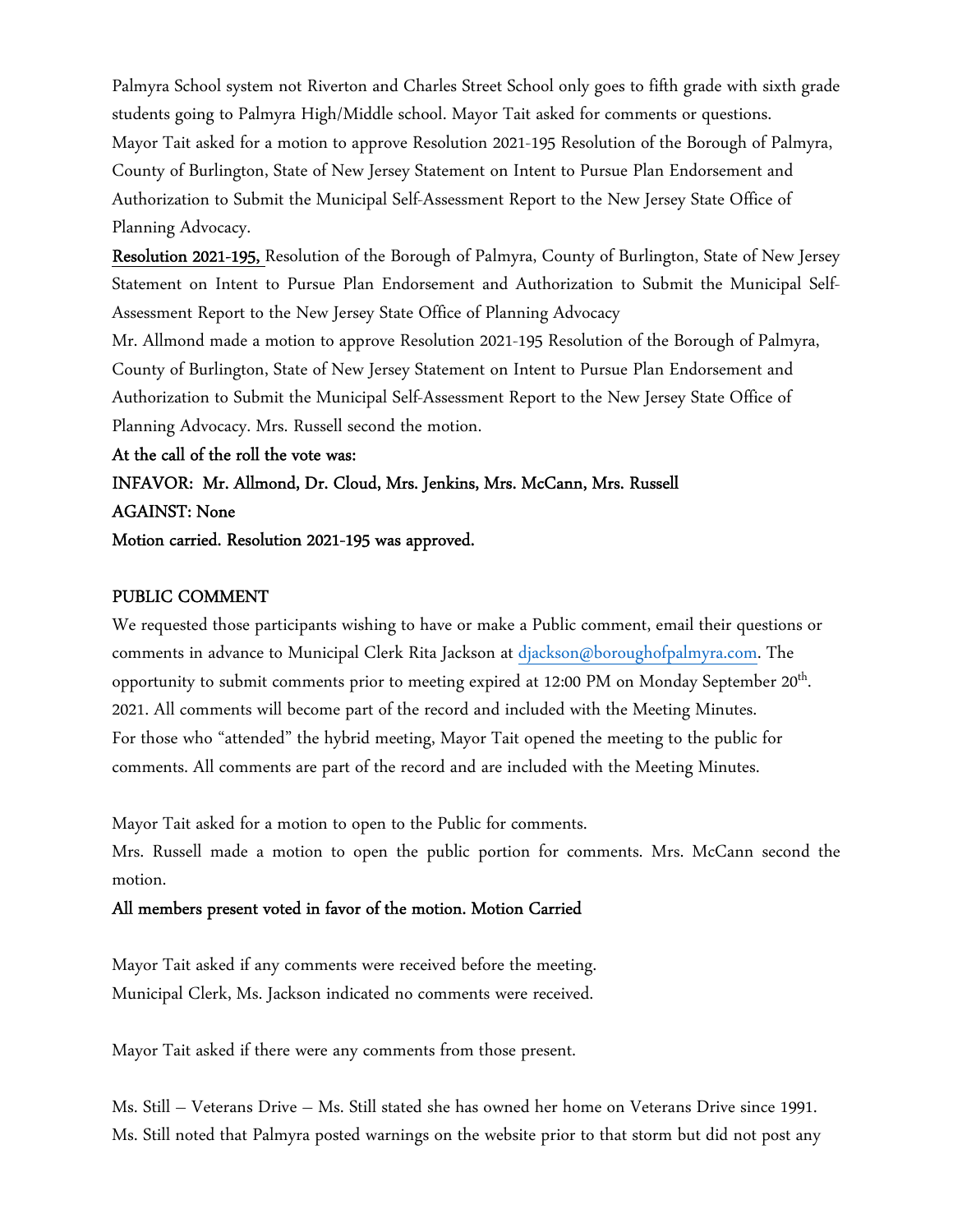Palmyra School system not Riverton and Charles Street School only goes to fifth grade with sixth grade students going to Palmyra High/Middle school. Mayor Tait asked for comments or questions.

Mayor Tait asked for a motion to approve Resolution 2021-195 Resolution of the Borough of Palmyra, County of Burlington, State of New Jersey Statement on Intent to Pursue Plan Endorsement and Authorization to Submit the Municipal Self-Assessment Report to the New Jersey State Office of Planning Advocacy.

**Resolution 2021-195,** Resolution of the Borough of Palmyra, County of Burlington, State of New Jersey Statement on Intent to Pursue Plan Endorsement and Authorization to Submit the Municipal Self-Assessment Report to the New Jersey State Office of Planning Advocacy

Mr. Allmond made a motion to approve Resolution 2021-195 Resolution of the Borough of Palmyra, County of Burlington, State of New Jersey Statement on Intent to Pursue Plan Endorsement and Authorization to Submit the Municipal Self-Assessment Report to the New Jersey State Office of Planning Advocacy. Mrs. Russell second the motion.

**At the call of the roll the vote was:**

**INFAVOR: Mr. Allmond, Dr. Cloud, Mrs. Jenkins, Mrs. McCann, Mrs. Russell**

**AGAINST: None**

**Motion carried. Resolution 2021-195 was approved.**

## PUBLIC COMMENT

We requested those participants wishing to have or make a Public comment, email their questions or comments in advance to Municipal Clerk Rita Jackson at djackson@boroughofpalmyra.com. The opportunity to submit comments prior to meeting expired at 12:00 PM on Monday September 20th. 2021. All comments will become part of the record and included with the Meeting Minutes.

For those who "attended" the hybrid meeting, Mayor Tait opened the meeting to the public for comments. All comments are part of the record and are included with the Meeting Minutes.

Mayor Tait asked for a motion to open to the Public for comments.

Mrs. Russell made a motion to open the public portion for comments. Mrs. McCann second the motion.

**All members present voted in favor of the motion. Motion Carried**

Mayor Tait asked if any comments were received before the meeting.

Municipal Clerk, Ms. Jackson indicated no comments were received.

Mayor Tait asked if there were any comments from those present.

Ms. Still – Veterans Drive – Ms. Still stated she has owned her home on Veterans Drive since 1991. Ms. Still noted that Palmyra posted warnings on the website prior to that storm but did not post any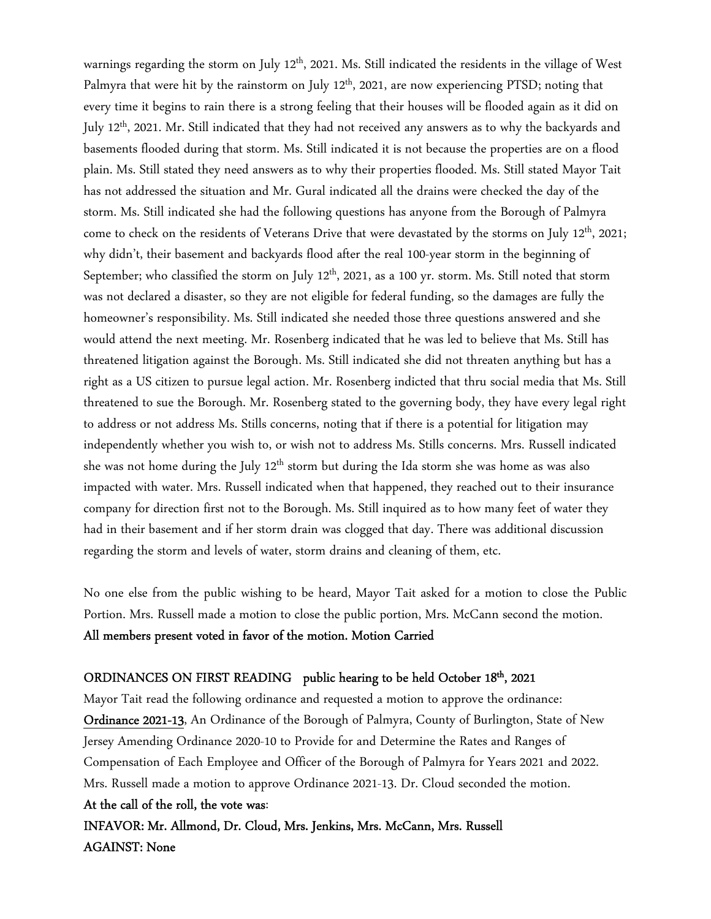warnings regarding the storm on July 12th, 2021. Ms. Still indicated the residents in the village of West Palmyra that were hit by the rainstorm on July 12th, 2021, are now experiencing PTSD; noting that every time it begins to rain there is a strong feeling that their houses will be flooded again as it did on July 12th, 2021. Mr. Still indicated that they had not received any answers as to why the backyards and basements flooded during that storm. Ms. Still indicated it is not because the properties are on a flood plain. Ms. Still stated they need answers as to why their properties flooded. Ms. Still stated Mayor Tait has not addressed the situation and Mr. Gural indicated all the drains were checked the day of the storm. Ms. Still indicated she had the following questions has anyone from the Borough of Palmyra come to check on the residents of Veterans Drive that were devastated by the storms on July 12th, 2021; why didn't, their basement and backyards flood after the real 100-year storm in the beginning of September; who classified the storm on July 12th, 2021, as a 100 yr. storm. Ms. Still noted that storm was not declared a disaster, so they are not eligible for federal funding, so the damages are fully the homeowner's responsibility. Ms. Still indicated she needed those three questions answered and she would attend the next meeting. Mr. Rosenberg indicated that he was led to believe that Ms. Still has threatened litigation against the Borough. Ms. Still indicated she did not threaten anything but has a right as a US citizen to pursue legal action. Mr. Rosenberg indicted that thru social media that Ms. Still threatened to sue the Borough. Mr. Rosenberg stated to the governing body, they have every legal right to address or not address Ms. Stills concerns, noting that if there is a potential for litigation may independently whether you wish to, or wish not to address Ms. Stills concerns. Mrs. Russell indicated she was not home during the July 12th storm but during the Ida storm she was home as was also impacted with water. Mrs. Russell indicated when that happened, they reached out to their insurance company for direction first not to the Borough. Ms. Still inquired as to how many feet of water they had in their basement and if her storm drain was clogged that day. There was additional discussion regarding the storm and levels of water, storm drains and cleaning of them, etc.

No one else from the public wishing to be heard, Mayor Tait asked for a motion to close the Public Portion. Mrs. Russell made a motion to close the public portion, Mrs. McCann second the motion.
**All members present voted in favor of the motion. Motion Carried**

**ORDINANCES ON FIRST READING public hearing to be held October 18th, 2021**

Mayor Tait read the following ordinance and requested a motion to approve the ordinance:
**Ordinance 2021-13**, An Ordinance of the Borough of Palmyra, County of Burlington, State of New Jersey Amending Ordinance 2020-10 to Provide for and Determine the Rates and Ranges of Compensation of Each Employee and Officer of the Borough of Palmyra for Years 2021 and 2022. Mrs. Russell made a motion to approve Ordinance 2021-13. Dr. Cloud seconded the motion.
**At the call of the roll, the vote was**:
**INFAVOR: Mr. Allmond, Dr. Cloud, Mrs. Jenkins, Mrs. McCann, Mrs. Russell**
**AGAINST: None**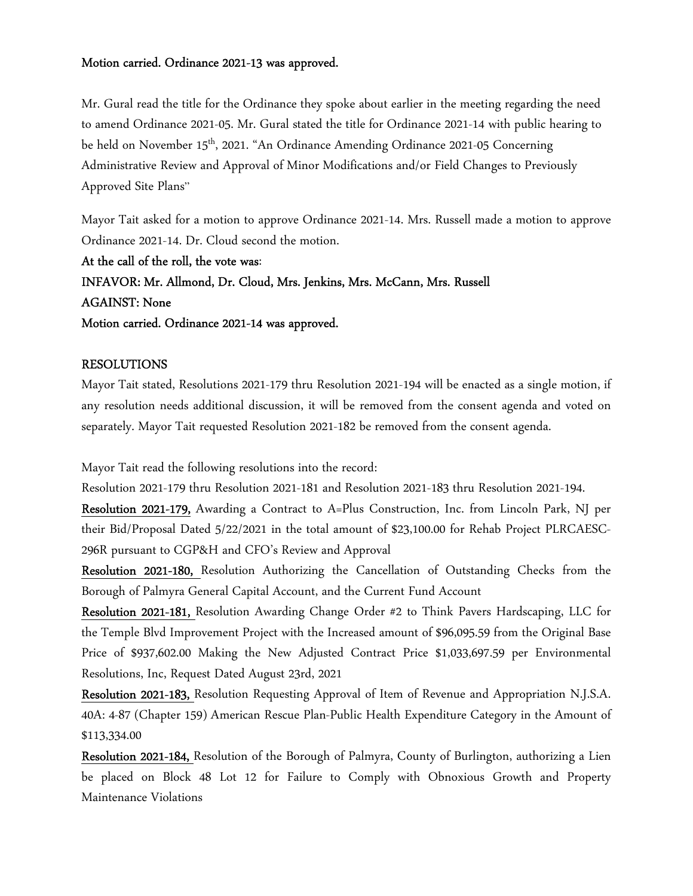**Motion carried. Ordinance 2021-13 was approved.**

Mr. Gural read the title for the Ordinance they spoke about earlier in the meeting regarding the need to amend Ordinance 2021-05. Mr. Gural stated the title for Ordinance 2021-14 with public hearing to be held on November 15th, 2021. "An Ordinance Amending Ordinance 2021-05 Concerning Administrative Review and Approval of Minor Modifications and/or Field Changes to Previously Approved Site Plans"

Mayor Tait asked for a motion to approve Ordinance 2021-14. Mrs. Russell made a motion to approve Ordinance 2021-14. Dr. Cloud second the motion.

**At the call of the roll, the vote was:**
**INFAVOR: Mr. Allmond, Dr. Cloud, Mrs. Jenkins, Mrs. McCann, Mrs. Russell**
**AGAINST: None**
**Motion carried. Ordinance 2021-14 was approved.**

## RESOLUTIONS

Mayor Tait stated, Resolutions 2021-179 thru Resolution 2021-194 will be enacted as a single motion, if any resolution needs additional discussion, it will be removed from the consent agenda and voted on separately. Mayor Tait requested Resolution 2021-182 be removed from the consent agenda.

Mayor Tait read the following resolutions into the record:

Resolution 2021-179 thru Resolution 2021-181 and Resolution 2021-183 thru Resolution 2021-194.

**Resolution 2021-179,** Awarding a Contract to A=Plus Construction, Inc. from Lincoln Park, NJ per their Bid/Proposal Dated 5/22/2021 in the total amount of $23,100.00 for Rehab Project PLRCAESC-296R pursuant to CGP&H and CFO's Review and Approval

**Resolution 2021-180,** Resolution Authorizing the Cancellation of Outstanding Checks from the Borough of Palmyra General Capital Account, and the Current Fund Account

**Resolution 2021-181,** Resolution Awarding Change Order #2 to Think Pavers Hardscaping, LLC for the Temple Blvd Improvement Project with the Increased amount of $96,095.59 from the Original Base Price of $937,602.00 Making the New Adjusted Contract Price $1,033,697.59 per Environmental Resolutions, Inc, Request Dated August 23rd, 2021

**Resolution 2021-183,** Resolution Requesting Approval of Item of Revenue and Appropriation N.J.S.A. 40A: 4-87 (Chapter 159) American Rescue Plan-Public Health Expenditure Category in the Amount of $113,334.00

**Resolution 2021-184,** Resolution of the Borough of Palmyra, County of Burlington, authorizing a Lien be placed on Block 48 Lot 12 for Failure to Comply with Obnoxious Growth and Property Maintenance Violations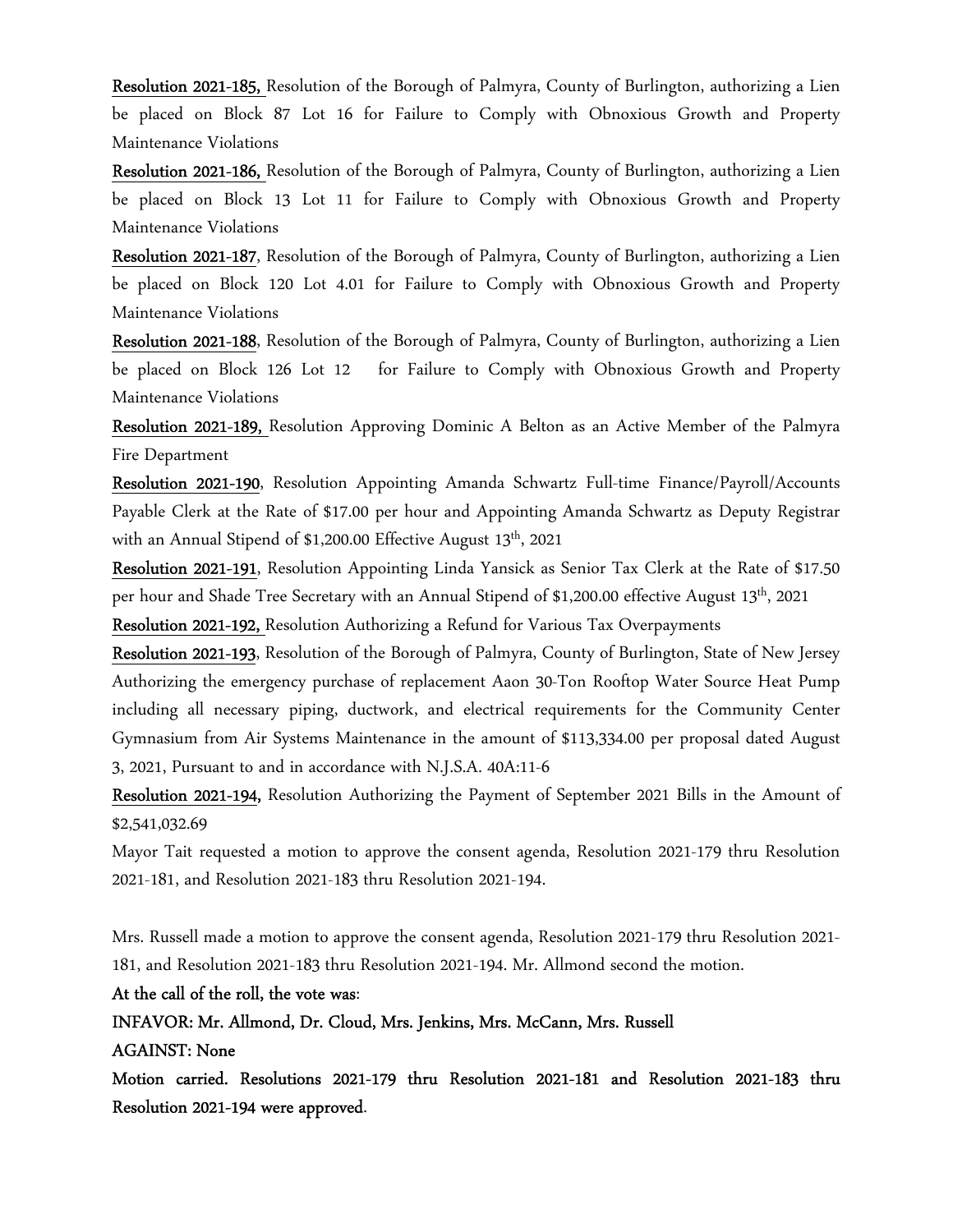**Resolution 2021-185,** Resolution of the Borough of Palmyra, County of Burlington, authorizing a Lien be placed on Block 87 Lot 16 for Failure to Comply with Obnoxious Growth and Property Maintenance Violations

**Resolution 2021-186,** Resolution of the Borough of Palmyra, County of Burlington, authorizing a Lien be placed on Block 13 Lot 11 for Failure to Comply with Obnoxious Growth and Property Maintenance Violations

**Resolution 2021-187**, Resolution of the Borough of Palmyra, County of Burlington, authorizing a Lien be placed on Block 120 Lot 4.01 for Failure to Comply with Obnoxious Growth and Property Maintenance Violations

**Resolution 2021-188**, Resolution of the Borough of Palmyra, County of Burlington, authorizing a Lien be placed on Block 126 Lot 12 for Failure to Comply with Obnoxious Growth and Property Maintenance Violations

**Resolution 2021-189,** Resolution Approving Dominic A Belton as an Active Member of the Palmyra Fire Department

**Resolution 2021-190**, Resolution Appointing Amanda Schwartz Full-time Finance/Payroll/Accounts Payable Clerk at the Rate of $17.00 per hour and Appointing Amanda Schwartz as Deputy Registrar with an Annual Stipend of $1,200.00 Effective August 13th, 2021

**Resolution 2021-191**, Resolution Appointing Linda Yansick as Senior Tax Clerk at the Rate of $17.50 per hour and Shade Tree Secretary with an Annual Stipend of $1,200.00 effective August 13th, 2021

**Resolution 2021-192,** Resolution Authorizing a Refund for Various Tax Overpayments

**Resolution 2021-193**, Resolution of the Borough of Palmyra, County of Burlington, State of New Jersey Authorizing the emergency purchase of replacement Aaon 30-Ton Rooftop Water Source Heat Pump including all necessary piping, ductwork, and electrical requirements for the Community Center Gymnasium from Air Systems Maintenance in the amount of $113,334.00 per proposal dated August 3, 2021, Pursuant to and in accordance with N.J.S.A. 40A:11-6

**Resolution 2021-194,** Resolution Authorizing the Payment of September 2021 Bills in the Amount of $2,541,032.69

Mayor Tait requested a motion to approve the consent agenda, Resolution 2021-179 thru Resolution 2021-181, and Resolution 2021-183 thru Resolution 2021-194.

Mrs. Russell made a motion to approve the consent agenda, Resolution 2021-179 thru Resolution 2021-181, and Resolution 2021-183 thru Resolution 2021-194. Mr. Allmond second the motion.

**At the call of the roll, the vote was**:

**INFAVOR: Mr. Allmond, Dr. Cloud, Mrs. Jenkins, Mrs. McCann, Mrs. Russell**

**AGAINST: None**

**Motion carried. Resolutions 2021-179 thru Resolution 2021-181 and Resolution 2021-183 thru Resolution 2021-194 were approved**.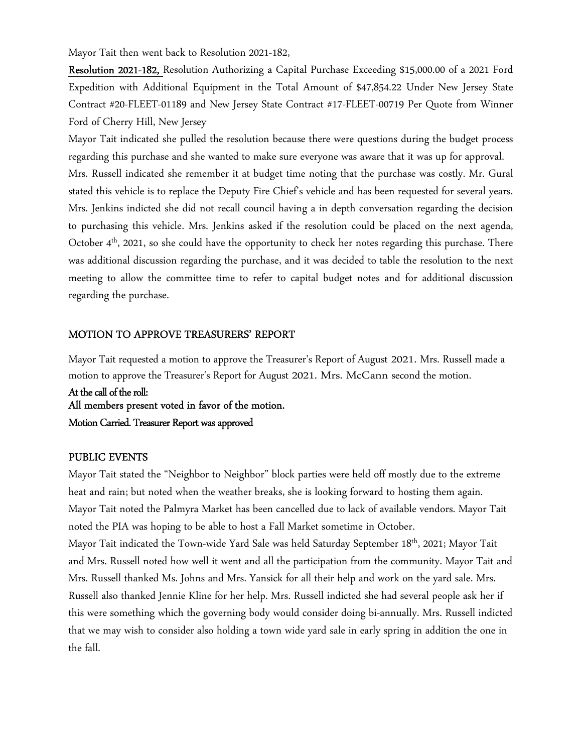Mayor Tait then went back to Resolution 2021-182,

**Resolution 2021-182,** Resolution Authorizing a Capital Purchase Exceeding $15,000.00 of a 2021 Ford Expedition with Additional Equipment in the Total Amount of $47,854.22 Under New Jersey State Contract #20-FLEET-01189 and New Jersey State Contract #17-FLEET-00719 Per Quote from Winner Ford of Cherry Hill, New Jersey

Mayor Tait indicated she pulled the resolution because there were questions during the budget process regarding this purchase and she wanted to make sure everyone was aware that it was up for approval. Mrs. Russell indicated she remember it at budget time noting that the purchase was costly. Mr. Gural stated this vehicle is to replace the Deputy Fire Chief's vehicle and has been requested for several years. Mrs. Jenkins indicted she did not recall council having a in depth conversation regarding the decision to purchasing this vehicle. Mrs. Jenkins asked if the resolution could be placed on the next agenda, October 4th, 2021, so she could have the opportunity to check her notes regarding this purchase. There was additional discussion regarding the purchase, and it was decided to table the resolution to the next meeting to allow the committee time to refer to capital budget notes and for additional discussion regarding the purchase.

## MOTION TO APPROVE TREASURERS' REPORT

Mayor Tait requested a motion to approve the Treasurer's Report of August 2021. Mrs. Russell made a motion to approve the Treasurer's Report for August 2021. Mrs. McCann second the motion.

**At the call of the roll:**
**All members present voted in favor of the motion.**
**Motion Carried. Treasurer Report was approved**

## PUBLIC EVENTS

Mayor Tait stated the "Neighbor to Neighbor" block parties were held off mostly due to the extreme heat and rain; but noted when the weather breaks, she is looking forward to hosting them again. Mayor Tait noted the Palmyra Market has been cancelled due to lack of available vendors. Mayor Tait noted the PIA was hoping to be able to host a Fall Market sometime in October.

Mayor Tait indicated the Town-wide Yard Sale was held Saturday September 18th, 2021; Mayor Tait and Mrs. Russell noted how well it went and all the participation from the community. Mayor Tait and Mrs. Russell thanked Ms. Johns and Mrs. Yansick for all their help and work on the yard sale. Mrs. Russell also thanked Jennie Kline for her help. Mrs. Russell indicted she had several people ask her if this were something which the governing body would consider doing bi-annually. Mrs. Russell indicted that we may wish to consider also holding a town wide yard sale in early spring in addition the one in the fall.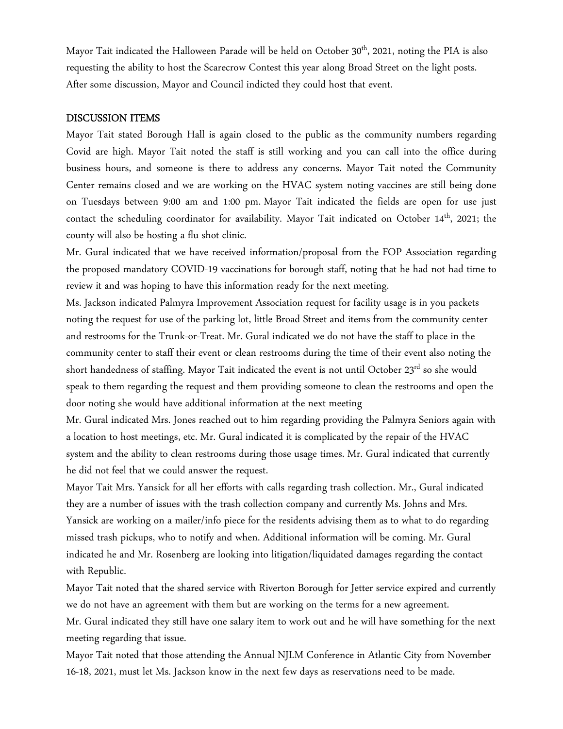Mayor Tait indicated the Halloween Parade will be held on October 30th, 2021, noting the PIA is also requesting the ability to host the Scarecrow Contest this year along Broad Street on the light posts. After some discussion, Mayor and Council indicted they could host that event.

## DISCUSSION ITEMS

Mayor Tait stated Borough Hall is again closed to the public as the community numbers regarding Covid are high. Mayor Tait noted the staff is still working and you can call into the office during business hours, and someone is there to address any concerns. Mayor Tait noted the Community Center remains closed and we are working on the HVAC system noting vaccines are still being done on Tuesdays between 9:00 am and 1:00 pm. Mayor Tait indicated the fields are open for use just contact the scheduling coordinator for availability. Mayor Tait indicated on October 14th, 2021; the county will also be hosting a flu shot clinic.

Mr. Gural indicated that we have received information/proposal from the FOP Association regarding the proposed mandatory COVID-19 vaccinations for borough staff, noting that he had not had time to review it and was hoping to have this information ready for the next meeting.

Ms. Jackson indicated Palmyra Improvement Association request for facility usage is in you packets noting the request for use of the parking lot, little Broad Street and items from the community center and restrooms for the Trunk-or-Treat. Mr. Gural indicated we do not have the staff to place in the community center to staff their event or clean restrooms during the time of their event also noting the short handedness of staffing. Mayor Tait indicated the event is not until October 23rd so she would speak to them regarding the request and them providing someone to clean the restrooms and open the door noting she would have additional information at the next meeting

Mr. Gural indicated Mrs. Jones reached out to him regarding providing the Palmyra Seniors again with a location to host meetings, etc. Mr. Gural indicated it is complicated by the repair of the HVAC system and the ability to clean restrooms during those usage times. Mr. Gural indicated that currently he did not feel that we could answer the request.

Mayor Tait Mrs. Yansick for all her efforts with calls regarding trash collection. Mr., Gural indicated they are a number of issues with the trash collection company and currently Ms. Johns and Mrs. Yansick are working on a mailer/info piece for the residents advising them as to what to do regarding missed trash pickups, who to notify and when. Additional information will be coming. Mr. Gural indicated he and Mr. Rosenberg are looking into litigation/liquidated damages regarding the contact with Republic.

Mayor Tait noted that the shared service with Riverton Borough for Jetter service expired and currently we do not have an agreement with them but are working on the terms for a new agreement.

Mr. Gural indicated they still have one salary item to work out and he will have something for the next meeting regarding that issue.

Mayor Tait noted that those attending the Annual NJLM Conference in Atlantic City from November 16-18, 2021, must let Ms. Jackson know in the next few days as reservations need to be made.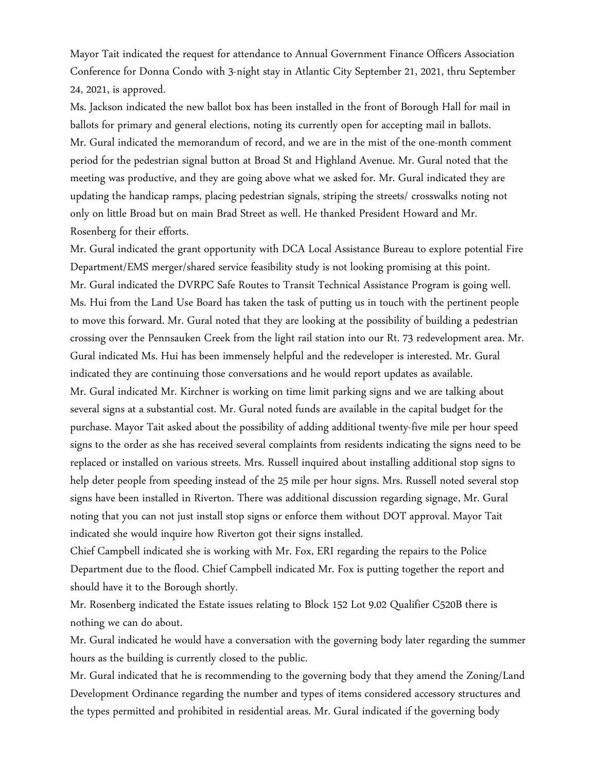Mayor Tait indicated the request for attendance to Annual Government Finance Officers Association Conference for Donna Condo with 3-night stay in Atlantic City September 21, 2021, thru September 24, 2021, is approved.

Ms. Jackson indicated the new ballot box has been installed in the front of Borough Hall for mail in ballots for primary and general elections, noting its currently open for accepting mail in ballots.

Mr. Gural indicated the memorandum of record, and we are in the mist of the one-month comment period for the pedestrian signal button at Broad St and Highland Avenue. Mr. Gural noted that the meeting was productive, and they are going above what we asked for. Mr. Gural indicated they are updating the handicap ramps, placing pedestrian signals, striping the streets/ crosswalks noting not only on little Broad but on main Brad Street as well. He thanked President Howard and Mr. Rosenberg for their efforts.

Mr. Gural indicated the grant opportunity with DCA Local Assistance Bureau to explore potential Fire Department/EMS merger/shared service feasibility study is not looking promising at this point.

Mr. Gural indicated the DVRPC Safe Routes to Transit Technical Assistance Program is going well. Ms. Hui from the Land Use Board has taken the task of putting us in touch with the pertinent people to move this forward. Mr. Gural noted that they are looking at the possibility of building a pedestrian crossing over the Pennsauken Creek from the light rail station into our Rt. 73 redevelopment area. Mr. Gural indicated Ms. Hui has been immensely helpful and the redeveloper is interested. Mr. Gural indicated they are continuing those conversations and he would report updates as available.

Mr. Gural indicated Mr. Kirchner is working on time limit parking signs and we are talking about several signs at a substantial cost. Mr. Gural noted funds are available in the capital budget for the purchase. Mayor Tait asked about the possibility of adding additional twenty-five mile per hour speed signs to the order as she has received several complaints from residents indicating the signs need to be replaced or installed on various streets. Mrs. Russell inquired about installing additional stop signs to help deter people from speeding instead of the 25 mile per hour signs. Mrs. Russell noted several stop signs have been installed in Riverton. There was additional discussion regarding signage, Mr. Gural noting that you can not just install stop signs or enforce them without DOT approval. Mayor Tait indicated she would inquire how Riverton got their signs installed.

Chief Campbell indicated she is working with Mr. Fox, ERI regarding the repairs to the Police Department due to the flood. Chief Campbell indicated Mr. Fox is putting together the report and should have it to the Borough shortly.

Mr. Rosenberg indicated the Estate issues relating to Block 152 Lot 9.02 Qualifier C520B there is nothing we can do about.

Mr. Gural indicated he would have a conversation with the governing body later regarding the summer hours as the building is currently closed to the public.

Mr. Gural indicated that he is recommending to the governing body that they amend the Zoning/Land Development Ordinance regarding the number and types of items considered accessory structures and the types permitted and prohibited in residential areas. Mr. Gural indicated if the governing body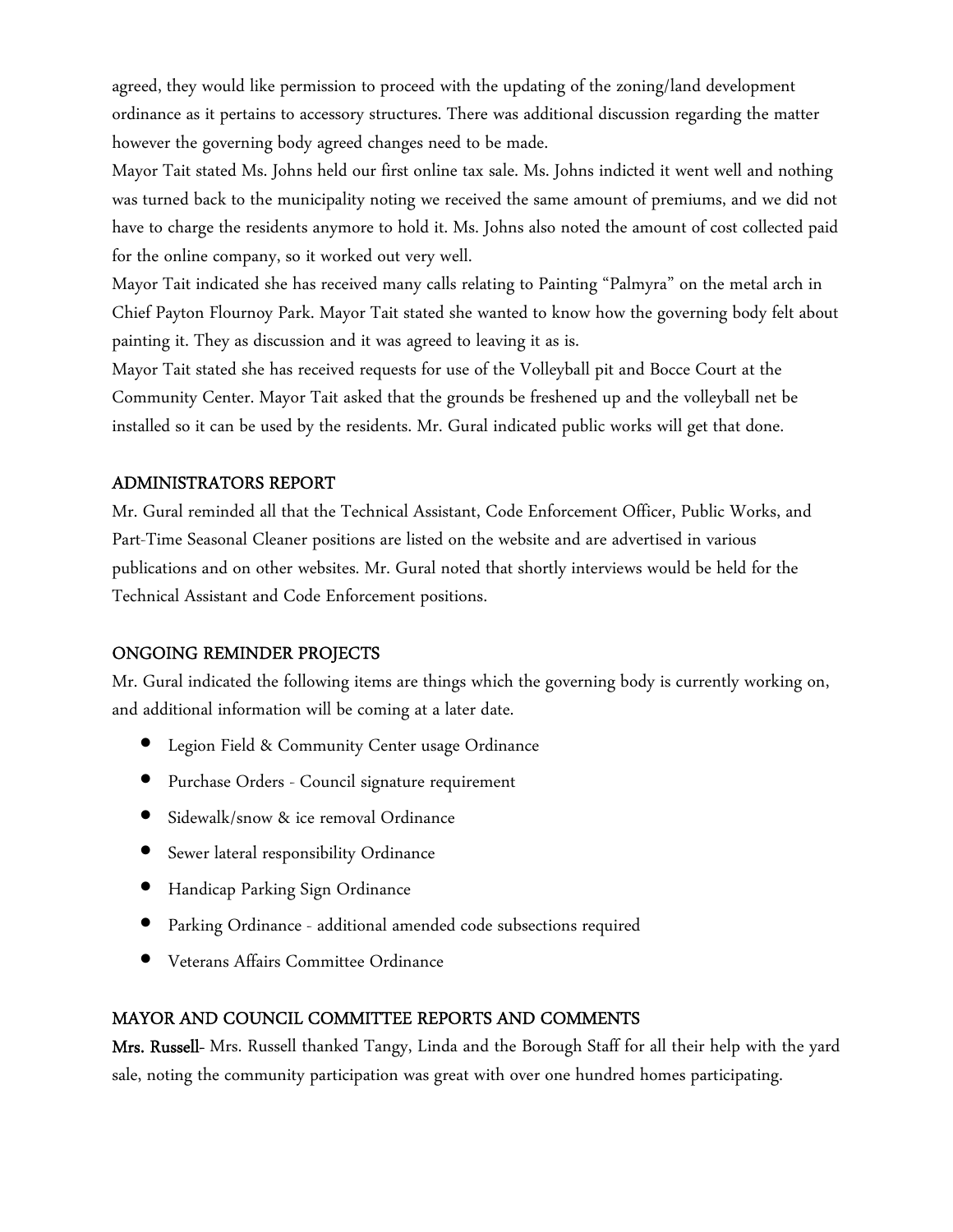agreed, they would like permission to proceed with the updating of the zoning/land development ordinance as it pertains to accessory structures. There was additional discussion regarding the matter however the governing body agreed changes need to be made.

Mayor Tait stated Ms. Johns held our first online tax sale. Ms. Johns indicted it went well and nothing was turned back to the municipality noting we received the same amount of premiums, and we did not have to charge the residents anymore to hold it. Ms. Johns also noted the amount of cost collected paid for the online company, so it worked out very well.

Mayor Tait indicated she has received many calls relating to Painting "Palmyra" on the metal arch in Chief Payton Flournoy Park. Mayor Tait stated she wanted to know how the governing body felt about painting it. They as discussion and it was agreed to leaving it as is.

Mayor Tait stated she has received requests for use of the Volleyball pit and Bocce Court at the Community Center. Mayor Tait asked that the grounds be freshened up and the volleyball net be installed so it can be used by the residents. Mr. Gural indicated public works will get that done.

## ADMINISTRATORS REPORT

Mr. Gural reminded all that the Technical Assistant, Code Enforcement Officer, Public Works, and Part-Time Seasonal Cleaner positions are listed on the website and are advertised in various publications and on other websites. Mr. Gural noted that shortly interviews would be held for the Technical Assistant and Code Enforcement positions.

## ONGOING REMINDER PROJECTS

Mr. Gural indicated the following items are things which the governing body is currently working on, and additional information will be coming at a later date.

- Legion Field & Community Center usage Ordinance
- Purchase Orders - Council signature requirement
- Sidewalk/snow & ice removal Ordinance
- Sewer lateral responsibility Ordinance
- Handicap Parking Sign Ordinance
- Parking Ordinance - additional amended code subsections required
- Veterans Affairs Committee Ordinance

## MAYOR AND COUNCIL COMMITTEE REPORTS AND COMMENTS

**Mrs. Russell**- Mrs. Russell thanked Tangy, Linda and the Borough Staff for all their help with the yard sale, noting the community participation was great with over one hundred homes participating.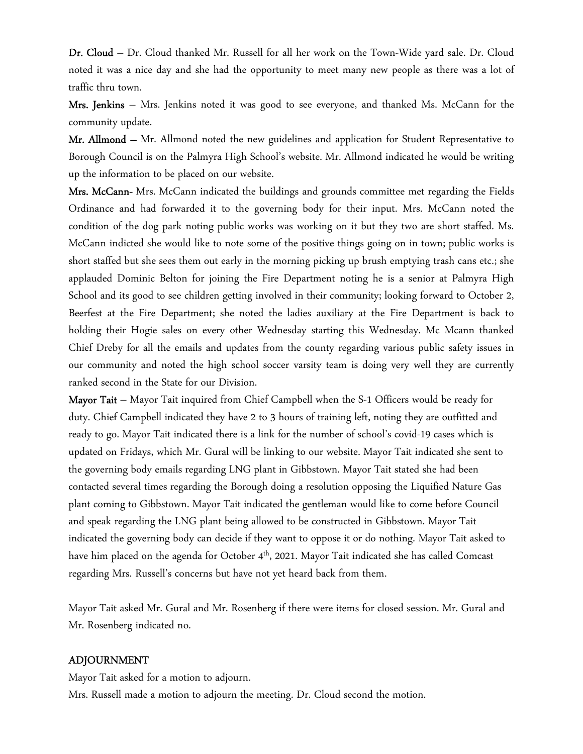**Dr. Cloud** – Dr. Cloud thanked Mr. Russell for all her work on the Town-Wide yard sale. Dr. Cloud noted it was a nice day and she had the opportunity to meet many new people as there was a lot of traffic thru town.

**Mrs. Jenkins** – Mrs. Jenkins noted it was good to see everyone, and thanked Ms. McCann for the community update.

**Mr. Allmond** – Mr. Allmond noted the new guidelines and application for Student Representative to Borough Council is on the Palmyra High School's website. Mr. Allmond indicated he would be writing up the information to be placed on our website.

**Mrs. McCann**- Mrs. McCann indicated the buildings and grounds committee met regarding the Fields Ordinance and had forwarded it to the governing body for their input. Mrs. McCann noted the condition of the dog park noting public works was working on it but they two are short staffed. Ms. McCann indicted she would like to note some of the positive things going on in town; public works is short staffed but she sees them out early in the morning picking up brush emptying trash cans etc.; she applauded Dominic Belton for joining the Fire Department noting he is a senior at Palmyra High School and its good to see children getting involved in their community; looking forward to October 2, Beerfest at the Fire Department; she noted the ladies auxiliary at the Fire Department is back to holding their Hogie sales on every other Wednesday starting this Wednesday. Mc Mcann thanked Chief Dreby for all the emails and updates from the county regarding various public safety issues in our community and noted the high school soccer varsity team is doing very well they are currently ranked second in the State for our Division.

**Mayor Tait** – Mayor Tait inquired from Chief Campbell when the S-1 Officers would be ready for duty. Chief Campbell indicated they have 2 to 3 hours of training left, noting they are outfitted and ready to go. Mayor Tait indicated there is a link for the number of school's covid-19 cases which is updated on Fridays, which Mr. Gural will be linking to our website. Mayor Tait indicated she sent to the governing body emails regarding LNG plant in Gibbstown. Mayor Tait stated she had been contacted several times regarding the Borough doing a resolution opposing the Liquified Nature Gas plant coming to Gibbstown. Mayor Tait indicated the gentleman would like to come before Council and speak regarding the LNG plant being allowed to be constructed in Gibbstown. Mayor Tait indicated the governing body can decide if they want to oppose it or do nothing. Mayor Tait asked to have him placed on the agenda for October 4th, 2021. Mayor Tait indicated she has called Comcast regarding Mrs. Russell's concerns but have not yet heard back from them.

Mayor Tait asked Mr. Gural and Mr. Rosenberg if there were items for closed session. Mr. Gural and Mr. Rosenberg indicated no.

## ADJOURNMENT

Mayor Tait asked for a motion to adjourn.

Mrs. Russell made a motion to adjourn the meeting. Dr. Cloud second the motion.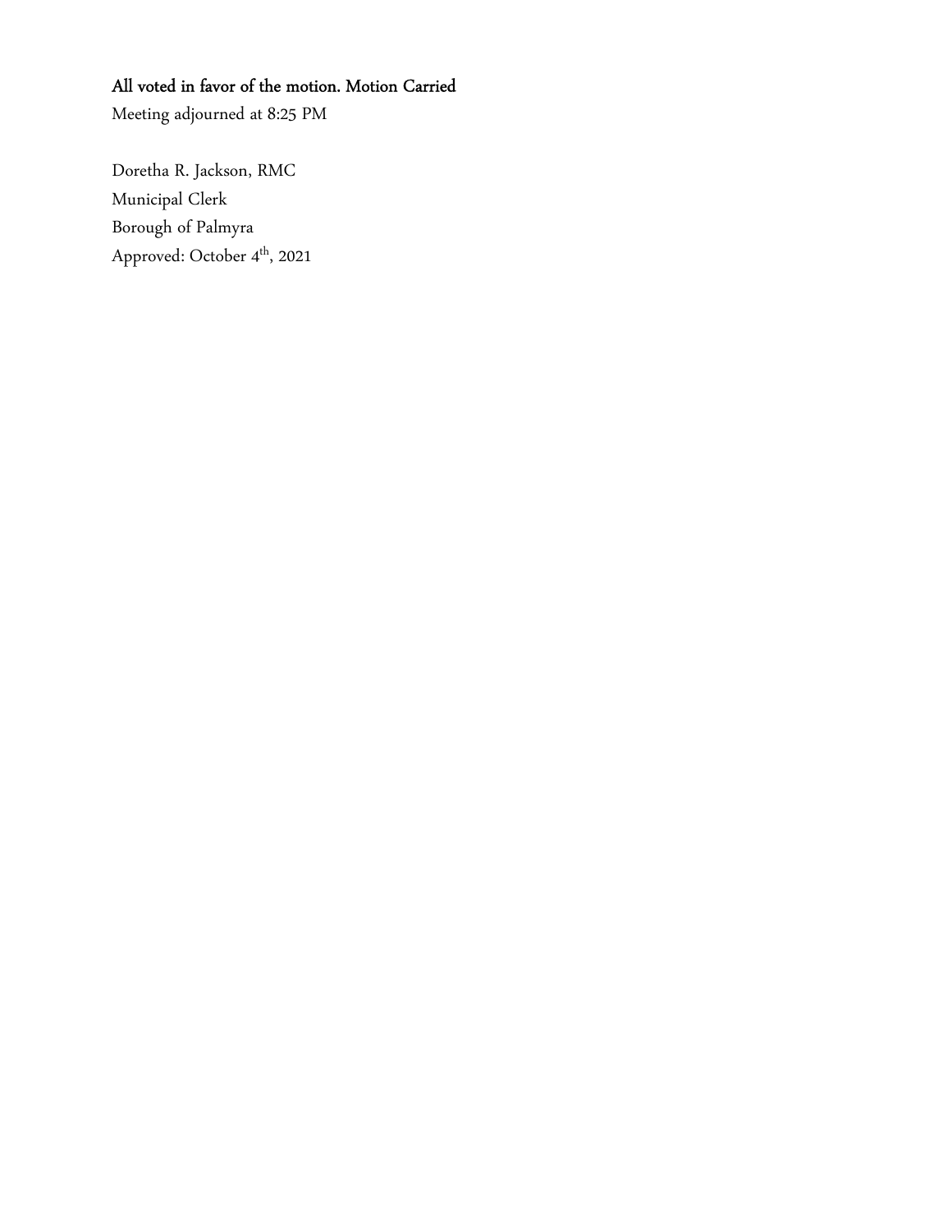**All voted in favor of the motion. Motion Carried**

Meeting adjourned at 8:25 PM

Doretha R. Jackson, RMC
Municipal Clerk
Borough of Palmyra
Approved: October 4th, 2021